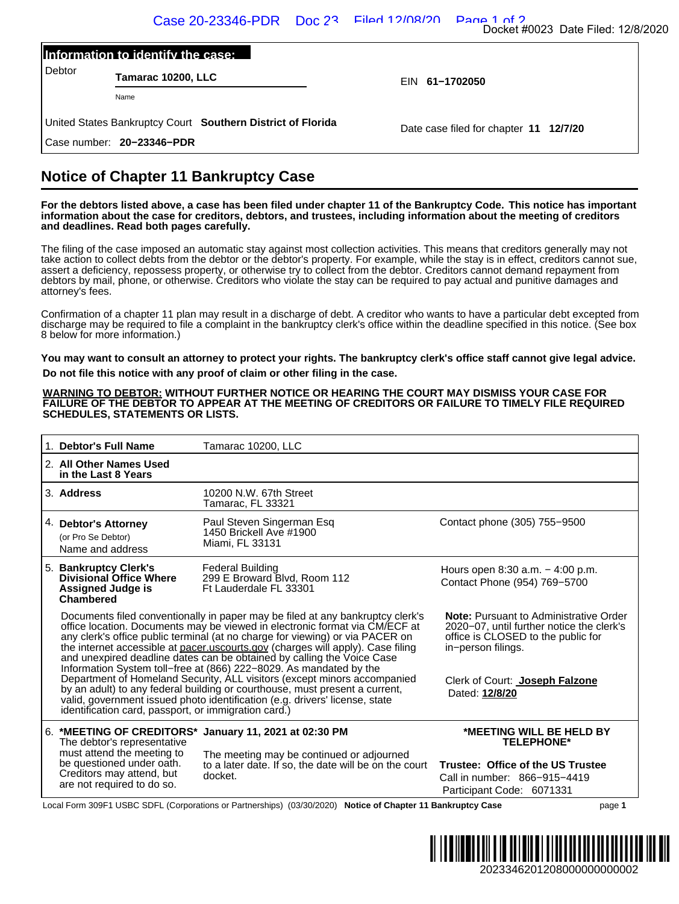## Information to identify the case:

| | | |
|---|---|---|
| Debtor | **Tamarac 10200, LLC** (Name) | EIN **61−1702050** |
| United States Bankruptcy Court | **Southern District of Florida** | Date case filed for chapter **11** **12/7/20** |
| Case number: | **20−23346−PDR** | |

# Notice of Chapter 11 Bankruptcy Case

**For the debtors listed above, a case has been filed under chapter 11 of the Bankruptcy Code. This notice has important information about the case for creditors, debtors, and trustees, including information about the meeting of creditors and deadlines. Read both pages carefully.**

The filing of the case imposed an automatic stay against most collection activities. This means that creditors generally may not take action to collect debts from the debtor or the debtor's property. For example, while the stay is in effect, creditors cannot sue, assert a deficiency, repossess property, or otherwise try to collect from the debtor. Creditors cannot demand repayment from debtors by mail, phone, or otherwise. Creditors who violate the stay can be required to pay actual and punitive damages and attorney's fees.

Confirmation of a chapter 11 plan may result in a discharge of debt. A creditor who wants to have a particular debt excepted from discharge may be required to file a complaint in the bankruptcy clerk's office within the deadline specified in this notice. (See box 8 below for more information.)

**You may want to consult an attorney to protect your rights. The bankruptcy clerk's office staff cannot give legal advice.**

**Do not file this notice with any proof of claim or other filing in the case.**

**WARNING TO DEBTOR: WITHOUT FURTHER NOTICE OR HEARING THE COURT MAY DISMISS YOUR CASE FOR FAILURE OF THE DEBTOR TO APPEAR AT THE MEETING OF CREDITORS OR FAILURE TO TIMELY FILE REQUIRED SCHEDULES, STATEMENTS OR LISTS.**

| | | |
|---|---|---|
| 1. **Debtor's Full Name** | Tamarac 10200, LLC | |
| 2. **All Other Names Used in the Last 8 Years** | | |
| 3. **Address** | 10200 N.W. 67th Street<br>Tamarac, FL 33321 | |
| 4. **Debtor's Attorney** (or Pro Se Debtor) Name and address | Paul Steven Singerman Esq<br>1450 Brickell Ave #1900<br>Miami, FL 33131 | Contact phone (305) 755−9500 |
| 5. **Bankruptcy Clerk's Divisional Office Where Assigned Judge is Chambered** | Federal Building<br>299 E Broward Blvd, Room 112<br>Ft Lauderdale FL 33301 | Hours open 8:30 a.m. − 4:00 p.m.<br>Contact Phone (954) 769−5700 |
| | Documents filed conventionally in paper may be filed at any bankruptcy clerk's office location. Documents may be viewed in electronic format via CM/ECF at any clerk's office public terminal (at no charge for viewing) or via PACER on the internet accessible at pacer.uscourts.gov (charges will apply). Case filing and unexpired deadline dates can be obtained by calling the Voice Case Information System toll−free at (866) 222−8029. As mandated by the Department of Homeland Security, ALL visitors (except minors accompanied by an adult) to any federal building or courthouse, must present a current, valid, government issued photo identification (e.g. drivers' license, state identification card, passport, or immigration card.) | **Note:** Pursuant to Administrative Order 2020−07, until further notice the clerk's office is CLOSED to the public for in−person filings.<br><br>Clerk of Court: **Joseph Falzone**<br>Dated: **12/8/20** |
| 6. **\*MEETING OF CREDITORS\*** The debtor's representative must attend the meeting to be questioned under oath. Creditors may attend, but are not required to do so. | **January 11, 2021 at 02:30 PM**<br><br>The meeting may be continued or adjourned to a later date. If so, the date will be on the court docket. | **\*MEETING WILL BE HELD BY TELEPHONE\***<br><br>**Trustee: Office of the US Trustee**<br>Call in number: 866−915−4419<br>Participant Code: 6071331 |

Local Form 309F1 USBC SDFL (Corporations or Partnerships) (03/30/2020) **Notice of Chapter 11 Bankruptcy Case**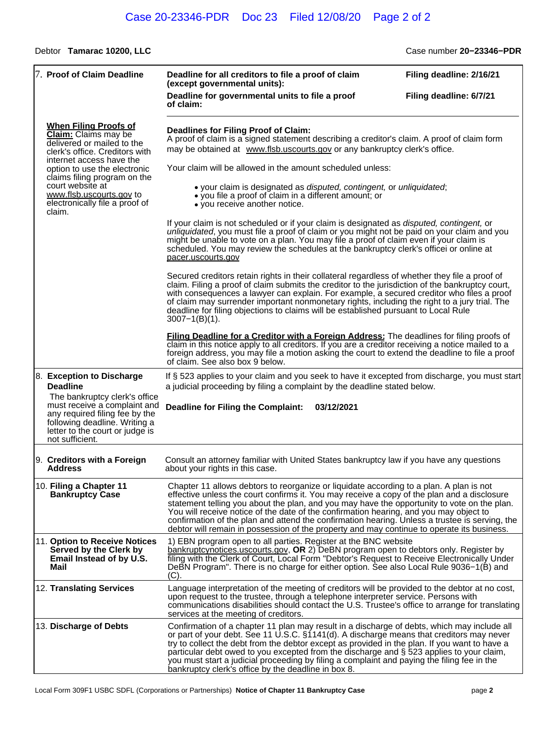Debtor **Tamarac 10200, LLC** Case number **20−23346−PDR**

| | | |
|---|---|---|
| 7. **Proof of Claim Deadline** | **Deadline for all creditors to file a proof of claim (except governmental units):** | **Filing deadline: 2/16/21** |
| | **Deadline for governmental units to file a proof of claim:** | **Filing deadline: 6/7/21** |
| **When Filing Proofs of Claim:** Claims may be delivered or mailed to the clerk's office. Creditors with internet access have the option to use the electronic claims filing program on the court website at www.flsb.uscourts.gov to electronically file a proof of claim. | **Deadlines for Filing Proof of Claim:** A proof of claim is a signed statement describing a creditor's claim. A proof of claim form may be obtained at www.flsb.uscourts.gov or any bankruptcy clerk's office. <br><br> Your claim will be allowed in the amount scheduled unless: <br> • your claim is designated as *disputed, contingent,* or *unliquidated*; <br> • you file a proof of claim in a different amount; or <br> • you receive another notice. <br><br> If your claim is not scheduled or if your claim is designated as *disputed, contingent,* or *unliquidated*, you must file a proof of claim or you might not be paid on your claim and you might be unable to vote on a plan. You may file a proof of claim even if your claim is scheduled. You may review the schedules at the bankruptcy clerk's officei or online at pacer.uscourts.gov <br><br> Secured creditors retain rights in their collateral regardless of whether they file a proof of claim. Filing a proof of claim submits the creditor to the jurisdiction of the bankruptcy court, with consequences a lawyer can explain. For example, a secured creditor who files a proof of claim may surrender important nonmonetary rights, including the right to a jury trial. The deadline for filing objections to claims will be established pursuant to Local Rule 3007−1(B)(1). <br><br> **Filing Deadline for a Creditor with a Foreign Address:** The deadlines for filing proofs of claim in this notice apply to all creditors. If you are a creditor receiving a notice mailed to a foreign address, you may file a motion asking the court to extend the deadline to file a proof of claim. See also box 9 below. | |
| 8. **Exception to Discharge Deadline** <br> The bankruptcy clerk's office must receive a complaint and any required filing fee by the following deadline. Writing a letter to the court or judge is not sufficient. | If § 523 applies to your claim and you seek to have it excepted from discharge, you must start a judicial proceeding by filing a complaint by the deadline stated below. <br><br> **Deadline for Filing the Complaint: 03/12/2021** | |
| 9. **Creditors with a Foreign Address** | Consult an attorney familiar with United States bankruptcy law if you have any questions about your rights in this case. | |
| 10. **Filing a Chapter 11 Bankruptcy Case** | Chapter 11 allows debtors to reorganize or liquidate according to a plan. A plan is not effective unless the court confirms it. You may receive a copy of the plan and a disclosure statement telling you about the plan, and you may have the opportunity to vote on the plan. You will receive notice of the date of the confirmation hearing, and you may object to confirmation of the plan and attend the confirmation hearing. Unless a trustee is serving, the debtor will remain in possession of the property and may continue to operate its business. | |
| 11. **Option to Receive Notices Served by the Clerk by Email Instead of by U.S. Mail** | 1) EBN program open to all parties. Register at the BNC website bankruptcynotices.uscourts.gov, **OR** 2) DeBN program open to debtors only. Register by filing with the Clerk of Court, Local Form "Debtor's Request to Receive Electronically Under DeBN Program". There is no charge for either option. See also Local Rule 9036−1(B) and (C). | |
| 12. **Translating Services** | Language interpretation of the meeting of creditors will be provided to the debtor at no cost, upon request to the trustee, through a telephone interpreter service. Persons with communications disabilities should contact the U.S. Trustee's office to arrange for translating services at the meeting of creditors. | |
| 13. **Discharge of Debts** | Confirmation of a chapter 11 plan may result in a discharge of debts, which may include all or part of your debt. See 11 U.S.C. §1141(d). A discharge means that creditors may never try to collect the debt from the debtor except as provided in the plan. If you want to have a particular debt owed to you excepted from the discharge and § 523 applies to your claim, you must start a judicial proceeding by filing a complaint and paying the filing fee in the bankruptcy clerk's office by the deadline in box 8. | |

Local Form 309F1 USBC SDFL (Corporations or Partnerships) **Notice of Chapter 11 Bankruptcy Case**